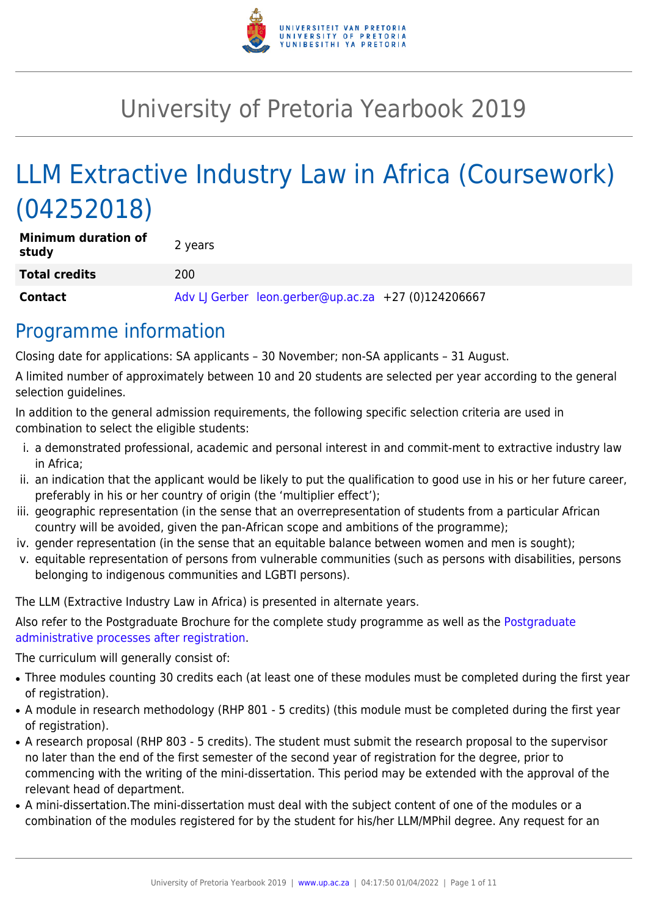# University of Pretoria Yearbook 2019

# LLM Extractive Industry Law in Africa (Coursework) (04252018)

| **Minimum duration of study** | 2 years |
|---|---|
| **Total credits** | 200 |
| **Contact** | Adv LJ Gerber leon.gerber@up.ac.za +27 (0)124206667 |

## Programme information

Closing date for applications: SA applicants – 30 November; non-SA applicants – 31 August.

A limited number of approximately between 10 and 20 students are selected per year according to the general selection guidelines.

In addition to the general admission requirements, the following specific selection criteria are used in combination to select the eligible students:

i. a demonstrated professional, academic and personal interest in and commit-ment to extractive industry law in Africa;
ii. an indication that the applicant would be likely to put the qualification to good use in his or her future career, preferably in his or her country of origin (the 'multiplier effect');
iii. geographic representation (in the sense that an overrepresentation of students from a particular African country will be avoided, given the pan-African scope and ambitions of the programme);
iv. gender representation (in the sense that an equitable balance between women and men is sought);
v. equitable representation of persons from vulnerable communities (such as persons with disabilities, persons belonging to indigenous communities and LGBTI persons).

The LLM (Extractive Industry Law in Africa) is presented in alternate years.

Also refer to the Postgraduate Brochure for the complete study programme as well as the Postgraduate administrative processes after registration.

The curriculum will generally consist of:

- Three modules counting 30 credits each (at least one of these modules must be completed during the first year of registration).
- A module in research methodology (RHP 801 - 5 credits) (this module must be completed during the first year of registration).
- A research proposal (RHP 803 - 5 credits). The student must submit the research proposal to the supervisor no later than the end of the first semester of the second year of registration for the degree, prior to commencing with the writing of the mini-dissertation. This period may be extended with the approval of the relevant head of department.
- A mini-dissertation.The mini-dissertation must deal with the subject content of one of the modules or a combination of the modules registered for by the student for his/her LLM/MPhil degree. Any request for an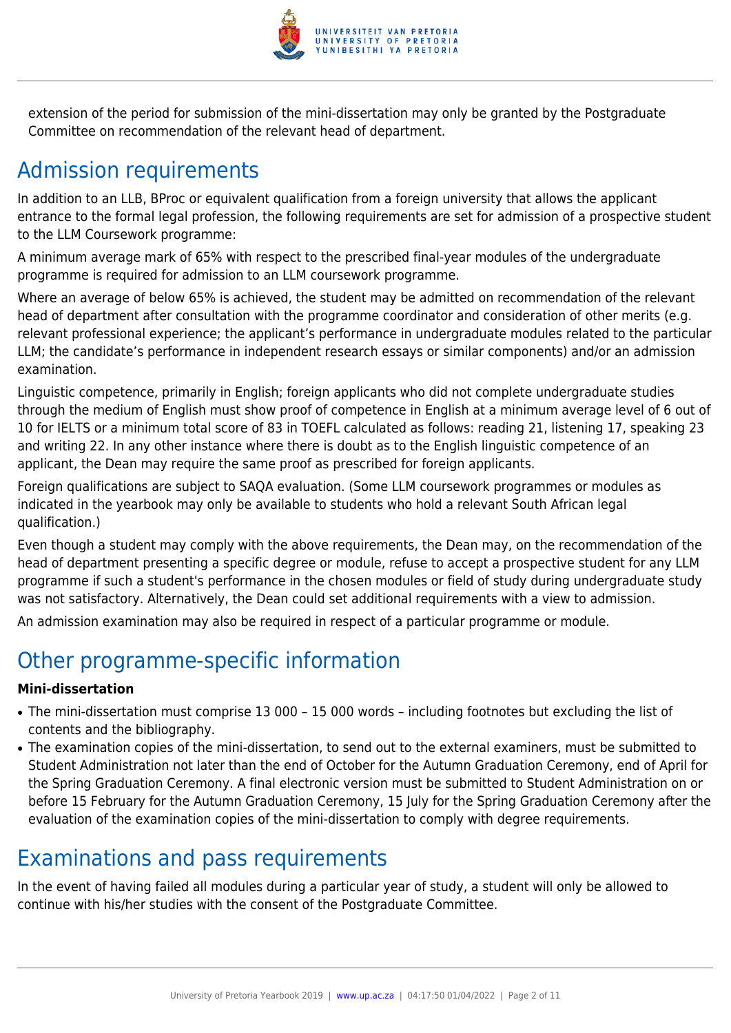extension of the period for submission of the mini-dissertation may only be granted by the Postgraduate Committee on recommendation of the relevant head of department.

## Admission requirements

In addition to an LLB, BProc or equivalent qualification from a foreign university that allows the applicant entrance to the formal legal profession, the following requirements are set for admission of a prospective student to the LLM Coursework programme:

A minimum average mark of 65% with respect to the prescribed final-year modules of the undergraduate programme is required for admission to an LLM coursework programme.

Where an average of below 65% is achieved, the student may be admitted on recommendation of the relevant head of department after consultation with the programme coordinator and consideration of other merits (e.g. relevant professional experience; the applicant's performance in undergraduate modules related to the particular LLM; the candidate's performance in independent research essays or similar components) and/or an admission examination.

Linguistic competence, primarily in English; foreign applicants who did not complete undergraduate studies through the medium of English must show proof of competence in English at a minimum average level of 6 out of 10 for IELTS or a minimum total score of 83 in TOEFL calculated as follows: reading 21, listening 17, speaking 23 and writing 22. In any other instance where there is doubt as to the English linguistic competence of an applicant, the Dean may require the same proof as prescribed for foreign applicants.

Foreign qualifications are subject to SAQA evaluation. (Some LLM coursework programmes or modules as indicated in the yearbook may only be available to students who hold a relevant South African legal qualification.)

Even though a student may comply with the above requirements, the Dean may, on the recommendation of the head of department presenting a specific degree or module, refuse to accept a prospective student for any LLM programme if such a student's performance in the chosen modules or field of study during undergraduate study was not satisfactory. Alternatively, the Dean could set additional requirements with a view to admission.

An admission examination may also be required in respect of a particular programme or module.

## Other programme-specific information

**Mini-dissertation**

- The mini-dissertation must comprise 13 000 – 15 000 words – including footnotes but excluding the list of contents and the bibliography.
- The examination copies of the mini-dissertation, to send out to the external examiners, must be submitted to Student Administration not later than the end of October for the Autumn Graduation Ceremony, end of April for the Spring Graduation Ceremony. A final electronic version must be submitted to Student Administration on or before 15 February for the Autumn Graduation Ceremony, 15 July for the Spring Graduation Ceremony after the evaluation of the examination copies of the mini-dissertation to comply with degree requirements.

## Examinations and pass requirements

In the event of having failed all modules during a particular year of study, a student will only be allowed to continue with his/her studies with the consent of the Postgraduate Committee.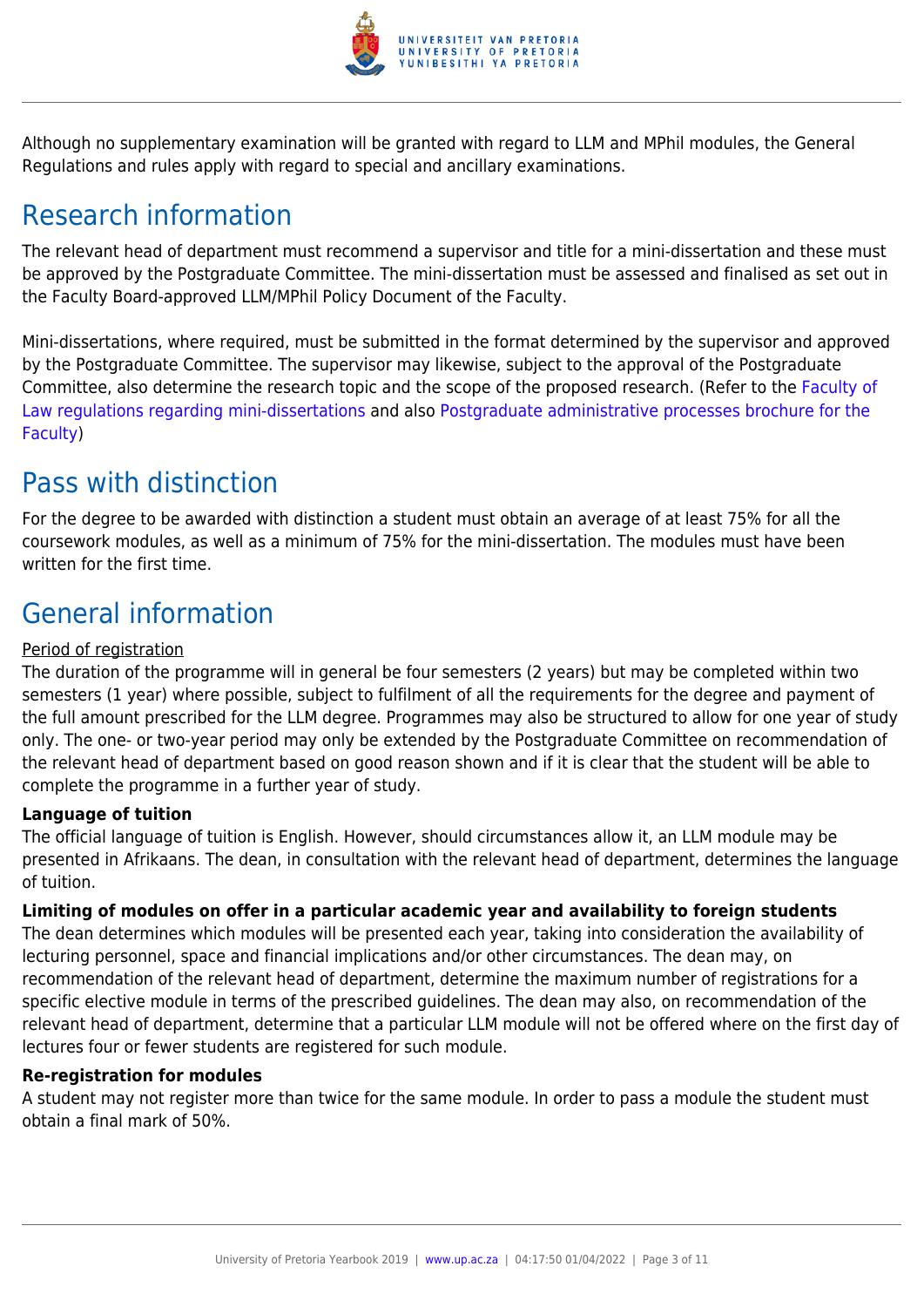Although no supplementary examination will be granted with regard to LLM and MPhil modules, the General Regulations and rules apply with regard to special and ancillary examinations.

## Research information

The relevant head of department must recommend a supervisor and title for a mini-dissertation and these must be approved by the Postgraduate Committee. The mini-dissertation must be assessed and finalised as set out in the Faculty Board-approved LLM/MPhil Policy Document of the Faculty.

Mini-dissertations, where required, must be submitted in the format determined by the supervisor and approved by the Postgraduate Committee. The supervisor may likewise, subject to the approval of the Postgraduate Committee, also determine the research topic and the scope of the proposed research. (Refer to the Faculty of Law regulations regarding mini-dissertations and also Postgraduate administrative processes brochure for the Faculty)

## Pass with distinction

For the degree to be awarded with distinction a student must obtain an average of at least 75% for all the coursework modules, as well as a minimum of 75% for the mini-dissertation. The modules must have been written for the first time.

## General information

Period of registration

The duration of the programme will in general be four semesters (2 years) but may be completed within two semesters (1 year) where possible, subject to fulfilment of all the requirements for the degree and payment of the full amount prescribed for the LLM degree. Programmes may also be structured to allow for one year of study only. The one- or two-year period may only be extended by the Postgraduate Committee on recommendation of the relevant head of department based on good reason shown and if it is clear that the student will be able to complete the programme in a further year of study.

**Language of tuition**

The official language of tuition is English. However, should circumstances allow it, an LLM module may be presented in Afrikaans. The dean, in consultation with the relevant head of department, determines the language of tuition.

**Limiting of modules on offer in a particular academic year and availability to foreign students**

The dean determines which modules will be presented each year, taking into consideration the availability of lecturing personnel, space and financial implications and/or other circumstances. The dean may, on recommendation of the relevant head of department, determine the maximum number of registrations for a specific elective module in terms of the prescribed guidelines. The dean may also, on recommendation of the relevant head of department, determine that a particular LLM module will not be offered where on the first day of lectures four or fewer students are registered for such module.

**Re-registration for modules**

A student may not register more than twice for the same module. In order to pass a module the student must obtain a final mark of 50%.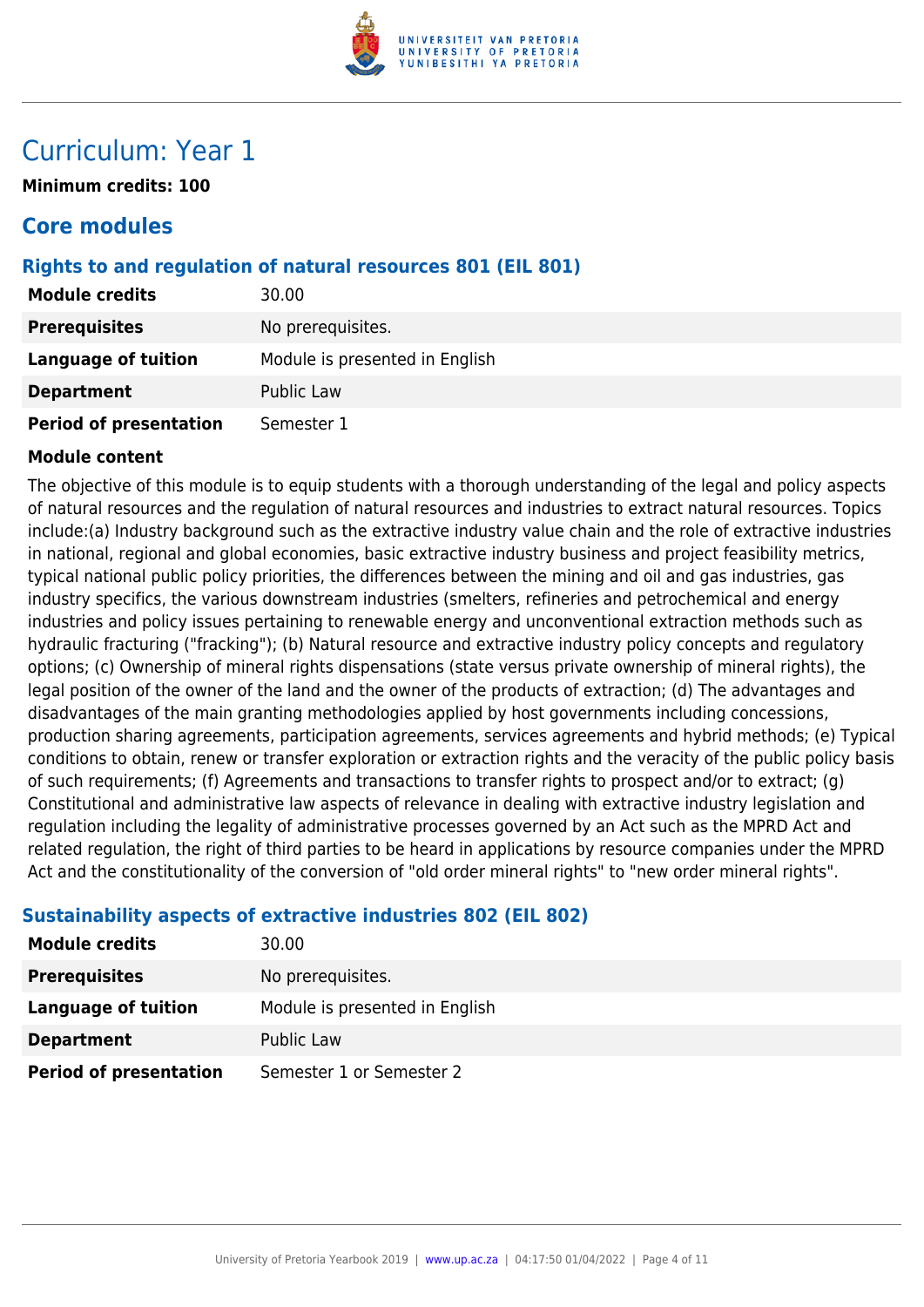# Curriculum: Year 1

**Minimum credits: 100**

## Core modules

### Rights to and regulation of natural resources 801 (EIL 801)

| | |
|---|---|
| **Module credits** | 30.00 |
| **Prerequisites** | No prerequisites. |
| **Language of tuition** | Module is presented in English |
| **Department** | Public Law |
| **Period of presentation** | Semester 1 |

**Module content**

The objective of this module is to equip students with a thorough understanding of the legal and policy aspects of natural resources and the regulation of natural resources and industries to extract natural resources. Topics include:(a) Industry background such as the extractive industry value chain and the role of extractive industries in national, regional and global economies, basic extractive industry business and project feasibility metrics, typical national public policy priorities, the differences between the mining and oil and gas industries, gas industry specifics, the various downstream industries (smelters, refineries and petrochemical and energy industries and policy issues pertaining to renewable energy and unconventional extraction methods such as hydraulic fracturing ("fracking"); (b) Natural resource and extractive industry policy concepts and regulatory options; (c) Ownership of mineral rights dispensations (state versus private ownership of mineral rights), the legal position of the owner of the land and the owner of the products of extraction; (d) The advantages and disadvantages of the main granting methodologies applied by host governments including concessions, production sharing agreements, participation agreements, services agreements and hybrid methods; (e) Typical conditions to obtain, renew or transfer exploration or extraction rights and the veracity of the public policy basis of such requirements; (f) Agreements and transactions to transfer rights to prospect and/or to extract; (g) Constitutional and administrative law aspects of relevance in dealing with extractive industry legislation and regulation including the legality of administrative processes governed by an Act such as the MPRD Act and related regulation, the right of third parties to be heard in applications by resource companies under the MPRD Act and the constitutionality of the conversion of "old order mineral rights" to "new order mineral rights".

### Sustainability aspects of extractive industries 802 (EIL 802)

| | |
|---|---|
| **Module credits** | 30.00 |
| **Prerequisites** | No prerequisites. |
| **Language of tuition** | Module is presented in English |
| **Department** | Public Law |
| **Period of presentation** | Semester 1 or Semester 2 |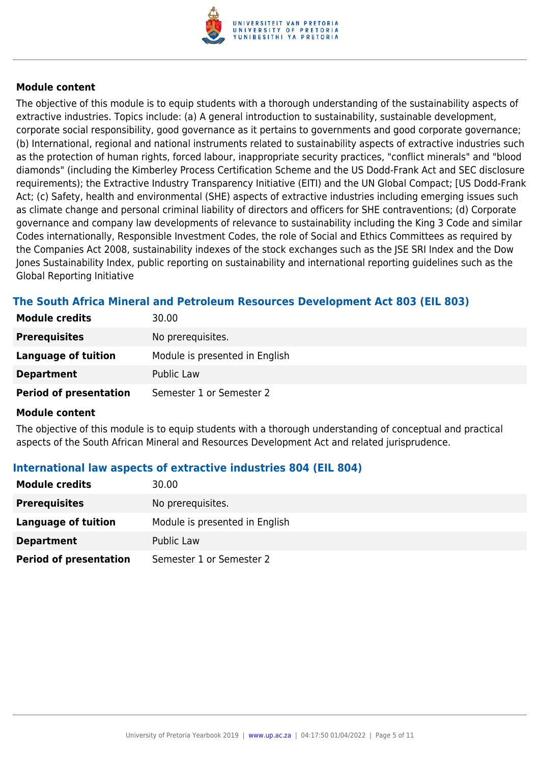**Module content**

The objective of this module is to equip students with a thorough understanding of the sustainability aspects of extractive industries. Topics include: (a) A general introduction to sustainability, sustainable development, corporate social responsibility, good governance as it pertains to governments and good corporate governance; (b) International, regional and national instruments related to sustainability aspects of extractive industries such as the protection of human rights, forced labour, inappropriate security practices, "conflict minerals" and "blood diamonds" (including the Kimberley Process Certification Scheme and the US Dodd-Frank Act and SEC disclosure requirements); the Extractive Industry Transparency Initiative (EITI) and the UN Global Compact; [US Dodd-Frank Act; (c) Safety, health and environmental (SHE) aspects of extractive industries including emerging issues such as climate change and personal criminal liability of directors and officers for SHE contraventions; (d) Corporate governance and company law developments of relevance to sustainability including the King 3 Code and similar Codes internationally, Responsible Investment Codes, the role of Social and Ethics Committees as required by the Companies Act 2008, sustainability indexes of the stock exchanges such as the JSE SRI Index and the Dow Jones Sustainability Index, public reporting on sustainability and international reporting guidelines such as the Global Reporting Initiative

### The South Africa Mineral and Petroleum Resources Development Act 803 (EIL 803)

| | |
|---|---|
| **Module credits** | 30.00 |
| **Prerequisites** | No prerequisites. |
| **Language of tuition** | Module is presented in English |
| **Department** | Public Law |
| **Period of presentation** | Semester 1 or Semester 2 |

**Module content**

The objective of this module is to equip students with a thorough understanding of conceptual and practical aspects of the South African Mineral and Resources Development Act and related jurisprudence.

### International law aspects of extractive industries 804 (EIL 804)

| | |
|---|---|
| **Module credits** | 30.00 |
| **Prerequisites** | No prerequisites. |
| **Language of tuition** | Module is presented in English |
| **Department** | Public Law |
| **Period of presentation** | Semester 1 or Semester 2 |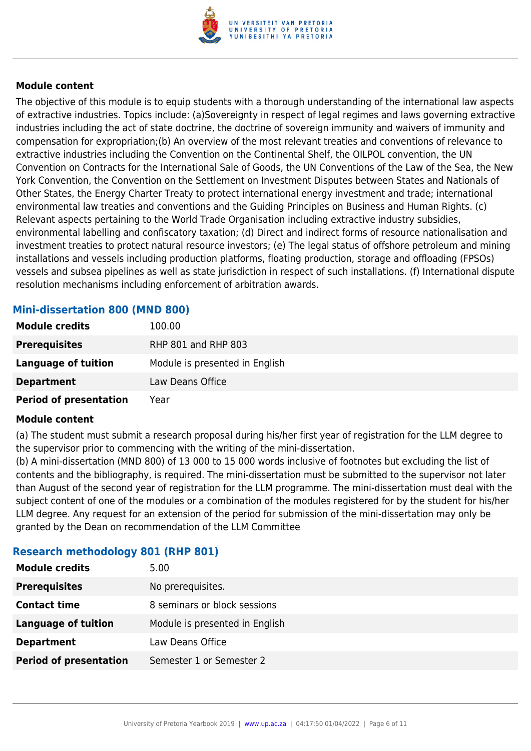**Module content**

The objective of this module is to equip students with a thorough understanding of the international law aspects of extractive industries. Topics include: (a)Sovereignty in respect of legal regimes and laws governing extractive industries including the act of state doctrine, the doctrine of sovereign immunity and waivers of immunity and compensation for expropriation;(b) An overview of the most relevant treaties and conventions of relevance to extractive industries including the Convention on the Continental Shelf, the OILPOL convention, the UN Convention on Contracts for the International Sale of Goods, the UN Conventions of the Law of the Sea, the New York Convention, the Convention on the Settlement on Investment Disputes between States and Nationals of Other States, the Energy Charter Treaty to protect international energy investment and trade; international environmental law treaties and conventions and the Guiding Principles on Business and Human Rights. (c) Relevant aspects pertaining to the World Trade Organisation including extractive industry subsidies, environmental labelling and confiscatory taxation; (d) Direct and indirect forms of resource nationalisation and investment treaties to protect natural resource investors; (e) The legal status of offshore petroleum and mining installations and vessels including production platforms, floating production, storage and offloading (FPSOs) vessels and subsea pipelines as well as state jurisdiction in respect of such installations. (f) International dispute resolution mechanisms including enforcement of arbitration awards.

### Mini-dissertation 800 (MND 800)

| | |
|---|---|
| **Module credits** | 100.00 |
| **Prerequisites** | RHP 801 and RHP 803 |
| **Language of tuition** | Module is presented in English |
| **Department** | Law Deans Office |
| **Period of presentation** | Year |

**Module content**

(a) The student must submit a research proposal during his/her first year of registration for the LLM degree to the supervisor prior to commencing with the writing of the mini-dissertation.
(b) A mini-dissertation (MND 800) of 13 000 to 15 000 words inclusive of footnotes but excluding the list of contents and the bibliography, is required. The mini-dissertation must be submitted to the supervisor not later than August of the second year of registration for the LLM programme. The mini-dissertation must deal with the subject content of one of the modules or a combination of the modules registered for by the student for his/her LLM degree. Any request for an extension of the period for submission of the mini-dissertation may only be granted by the Dean on recommendation of the LLM Committee

### Research methodology 801 (RHP 801)

| | |
|---|---|
| **Module credits** | 5.00 |
| **Prerequisites** | No prerequisites. |
| **Contact time** | 8 seminars or block sessions |
| **Language of tuition** | Module is presented in English |
| **Department** | Law Deans Office |
| **Period of presentation** | Semester 1 or Semester 2 |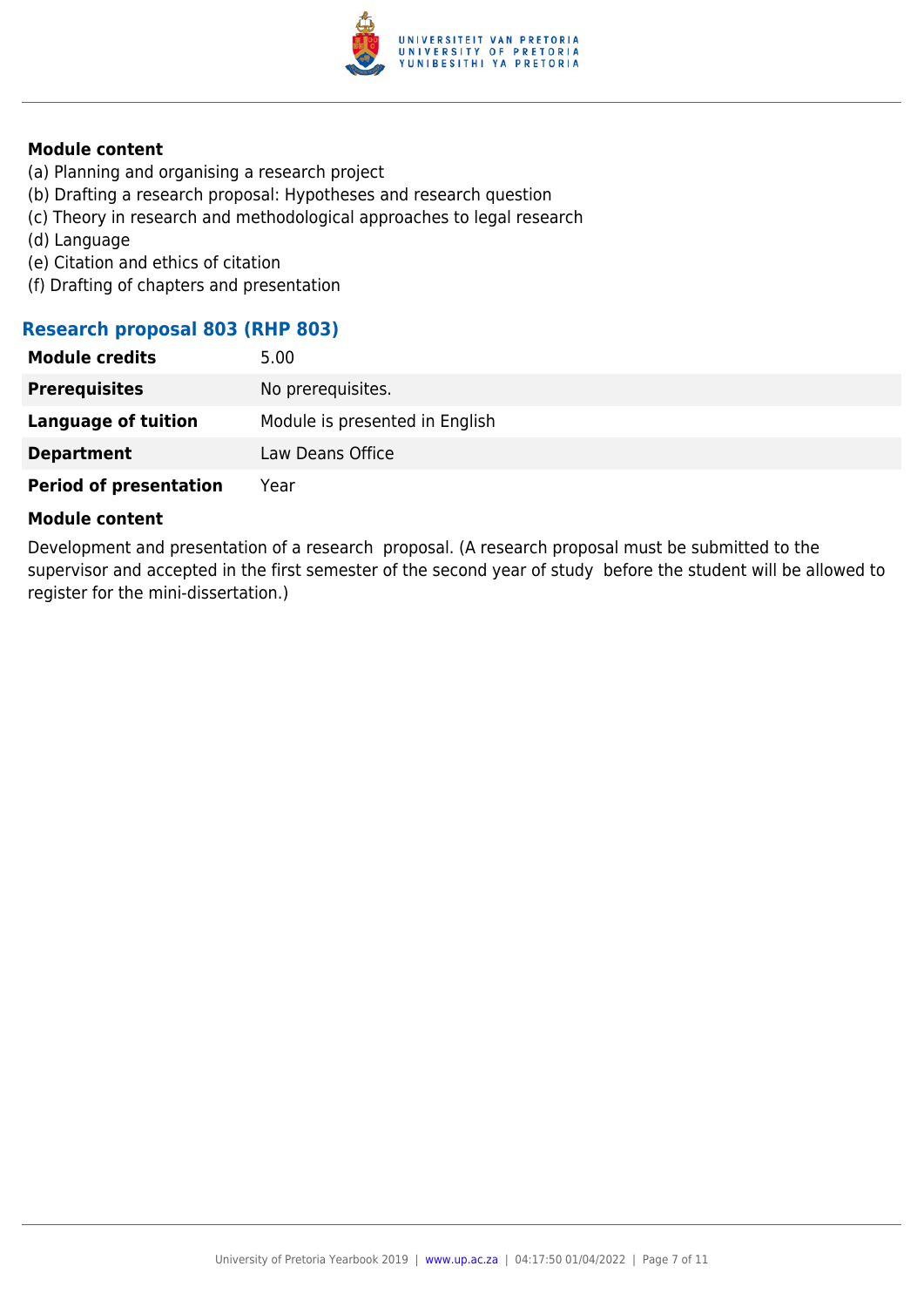#### Module content

(a) Planning and organising a research project
(b) Drafting a research proposal: Hypotheses and research question
(c) Theory in research and methodological approaches to legal research
(d) Language
(e) Citation and ethics of citation
(f) Drafting of chapters and presentation

### Research proposal 803 (RHP 803)

| | |
|---|---|
| **Module credits** | 5.00 |
| **Prerequisites** | No prerequisites. |
| **Language of tuition** | Module is presented in English |
| **Department** | Law Deans Office |
| **Period of presentation** | Year |

#### Module content

Development and presentation of a research proposal. (A research proposal must be submitted to the supervisor and accepted in the first semester of the second year of study before the student will be allowed to register for the mini-dissertation.)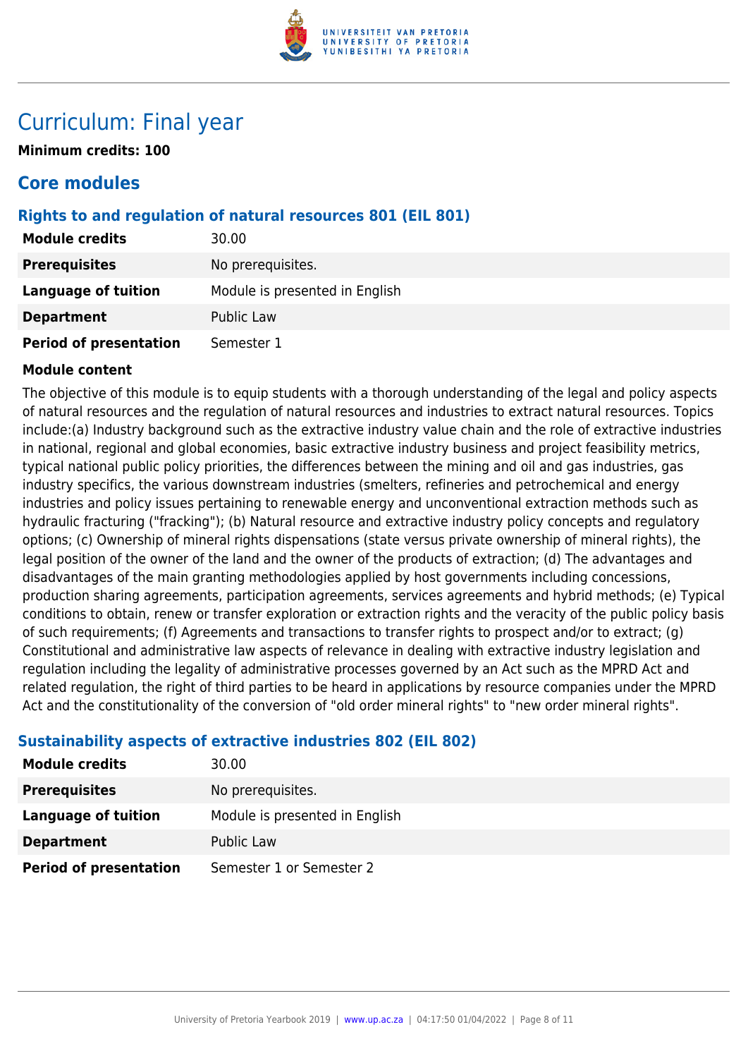# Curriculum: Final year

**Minimum credits: 100**

## Core modules

### Rights to and regulation of natural resources 801 (EIL 801)

| | |
|---|---|
| **Module credits** | 30.00 |
| **Prerequisites** | No prerequisites. |
| **Language of tuition** | Module is presented in English |
| **Department** | Public Law |
| **Period of presentation** | Semester 1 |

**Module content**

The objective of this module is to equip students with a thorough understanding of the legal and policy aspects of natural resources and the regulation of natural resources and industries to extract natural resources. Topics include:(a) Industry background such as the extractive industry value chain and the role of extractive industries in national, regional and global economies, basic extractive industry business and project feasibility metrics, typical national public policy priorities, the differences between the mining and oil and gas industries, gas industry specifics, the various downstream industries (smelters, refineries and petrochemical and energy industries and policy issues pertaining to renewable energy and unconventional extraction methods such as hydraulic fracturing ("fracking"); (b) Natural resource and extractive industry policy concepts and regulatory options; (c) Ownership of mineral rights dispensations (state versus private ownership of mineral rights), the legal position of the owner of the land and the owner of the products of extraction; (d) The advantages and disadvantages of the main granting methodologies applied by host governments including concessions, production sharing agreements, participation agreements, services agreements and hybrid methods; (e) Typical conditions to obtain, renew or transfer exploration or extraction rights and the veracity of the public policy basis of such requirements; (f) Agreements and transactions to transfer rights to prospect and/or to extract; (g) Constitutional and administrative law aspects of relevance in dealing with extractive industry legislation and regulation including the legality of administrative processes governed by an Act such as the MPRD Act and related regulation, the right of third parties to be heard in applications by resource companies under the MPRD Act and the constitutionality of the conversion of "old order mineral rights" to "new order mineral rights".

### Sustainability aspects of extractive industries 802 (EIL 802)

| | |
|---|---|
| **Module credits** | 30.00 |
| **Prerequisites** | No prerequisites. |
| **Language of tuition** | Module is presented in English |
| **Department** | Public Law |
| **Period of presentation** | Semester 1 or Semester 2 |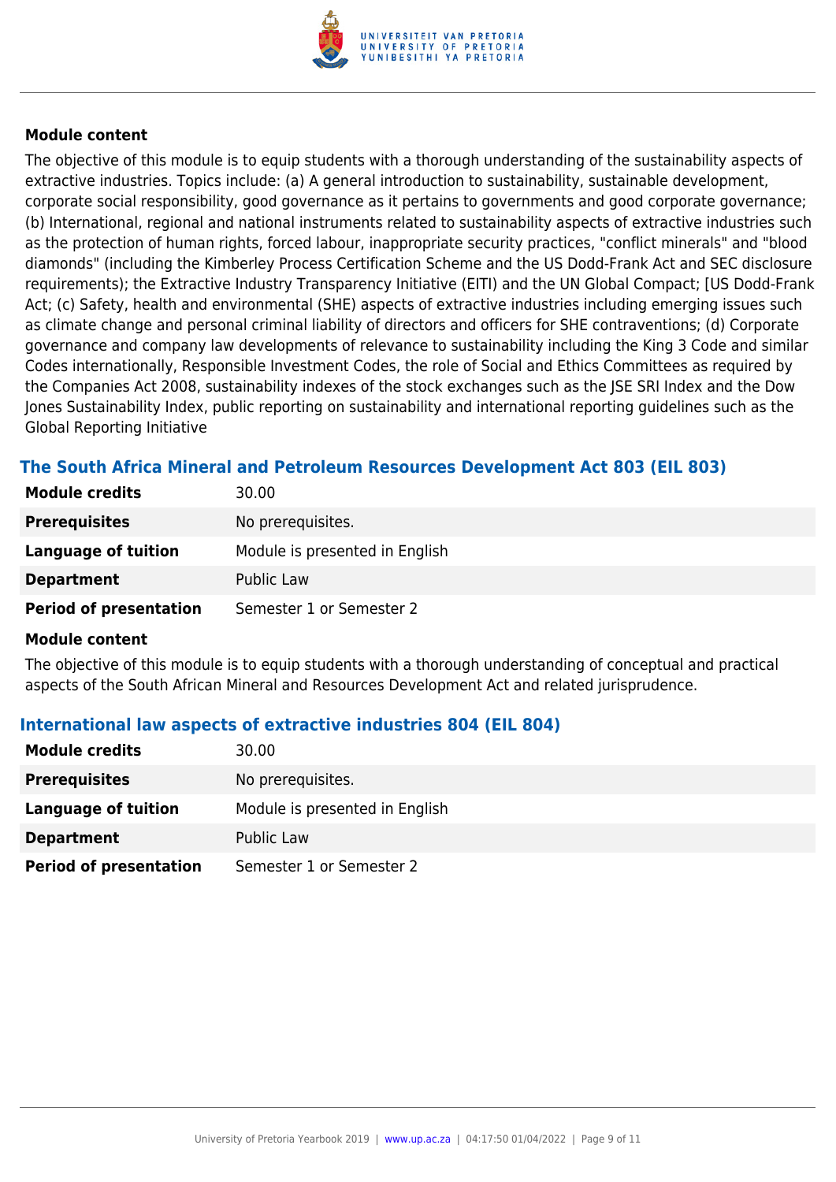#### Module content

The objective of this module is to equip students with a thorough understanding of the sustainability aspects of extractive industries. Topics include: (a) A general introduction to sustainability, sustainable development, corporate social responsibility, good governance as it pertains to governments and good corporate governance; (b) International, regional and national instruments related to sustainability aspects of extractive industries such as the protection of human rights, forced labour, inappropriate security practices, "conflict minerals" and "blood diamonds" (including the Kimberley Process Certification Scheme and the US Dodd-Frank Act and SEC disclosure requirements); the Extractive Industry Transparency Initiative (EITI) and the UN Global Compact; [US Dodd-Frank Act; (c) Safety, health and environmental (SHE) aspects of extractive industries including emerging issues such as climate change and personal criminal liability of directors and officers for SHE contraventions; (d) Corporate governance and company law developments of relevance to sustainability including the King 3 Code and similar Codes internationally, Responsible Investment Codes, the role of Social and Ethics Committees as required by the Companies Act 2008, sustainability indexes of the stock exchanges such as the JSE SRI Index and the Dow Jones Sustainability Index, public reporting on sustainability and international reporting guidelines such as the Global Reporting Initiative

### The South Africa Mineral and Petroleum Resources Development Act 803 (EIL 803)

| | |
|---|---|
| **Module credits** | 30.00 |
| **Prerequisites** | No prerequisites. |
| **Language of tuition** | Module is presented in English |
| **Department** | Public Law |
| **Period of presentation** | Semester 1 or Semester 2 |

#### Module content

The objective of this module is to equip students with a thorough understanding of conceptual and practical aspects of the South African Mineral and Resources Development Act and related jurisprudence.

### International law aspects of extractive industries 804 (EIL 804)

| | |
|---|---|
| **Module credits** | 30.00 |
| **Prerequisites** | No prerequisites. |
| **Language of tuition** | Module is presented in English |
| **Department** | Public Law |
| **Period of presentation** | Semester 1 or Semester 2 |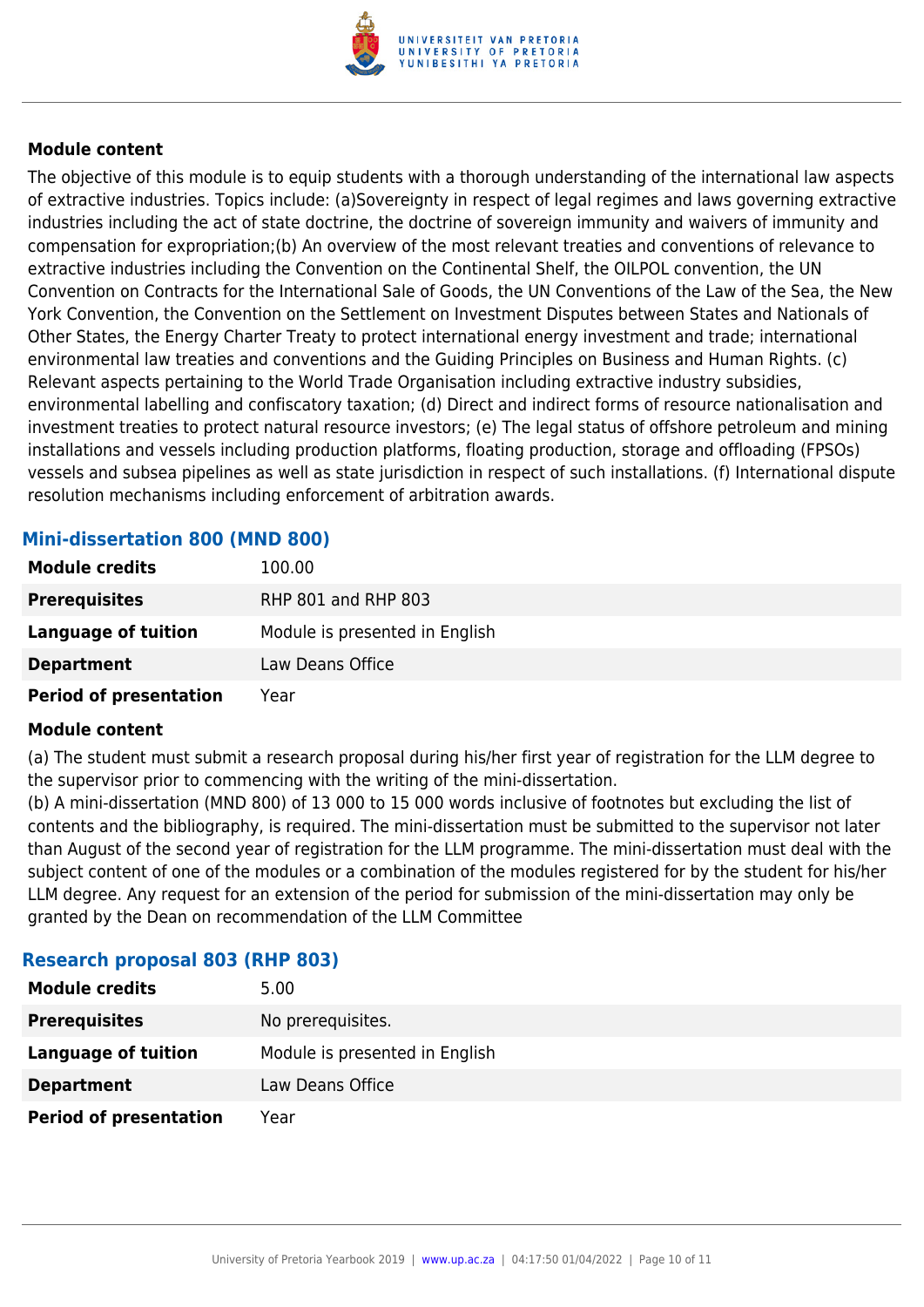#### Module content

The objective of this module is to equip students with a thorough understanding of the international law aspects of extractive industries. Topics include: (a)Sovereignty in respect of legal regimes and laws governing extractive industries including the act of state doctrine, the doctrine of sovereign immunity and waivers of immunity and compensation for expropriation;(b) An overview of the most relevant treaties and conventions of relevance to extractive industries including the Convention on the Continental Shelf, the OILPOL convention, the UN Convention on Contracts for the International Sale of Goods, the UN Conventions of the Law of the Sea, the New York Convention, the Convention on the Settlement on Investment Disputes between States and Nationals of Other States, the Energy Charter Treaty to protect international energy investment and trade; international environmental law treaties and conventions and the Guiding Principles on Business and Human Rights. (c) Relevant aspects pertaining to the World Trade Organisation including extractive industry subsidies, environmental labelling and confiscatory taxation; (d) Direct and indirect forms of resource nationalisation and investment treaties to protect natural resource investors; (e) The legal status of offshore petroleum and mining installations and vessels including production platforms, floating production, storage and offloading (FPSOs) vessels and subsea pipelines as well as state jurisdiction in respect of such installations. (f) International dispute resolution mechanisms including enforcement of arbitration awards.

### Mini-dissertation 800 (MND 800)

| | |
|---|---|
| **Module credits** | 100.00 |
| **Prerequisites** | RHP 801 and RHP 803 |
| **Language of tuition** | Module is presented in English |
| **Department** | Law Deans Office |
| **Period of presentation** | Year |

#### Module content

(a) The student must submit a research proposal during his/her first year of registration for the LLM degree to the supervisor prior to commencing with the writing of the mini-dissertation.
(b) A mini-dissertation (MND 800) of 13 000 to 15 000 words inclusive of footnotes but excluding the list of contents and the bibliography, is required. The mini-dissertation must be submitted to the supervisor not later than August of the second year of registration for the LLM programme. The mini-dissertation must deal with the subject content of one of the modules or a combination of the modules registered for by the student for his/her LLM degree. Any request for an extension of the period for submission of the mini-dissertation may only be granted by the Dean on recommendation of the LLM Committee

### Research proposal 803 (RHP 803)

| | |
|---|---|
| **Module credits** | 5.00 |
| **Prerequisites** | No prerequisites. |
| **Language of tuition** | Module is presented in English |
| **Department** | Law Deans Office |
| **Period of presentation** | Year |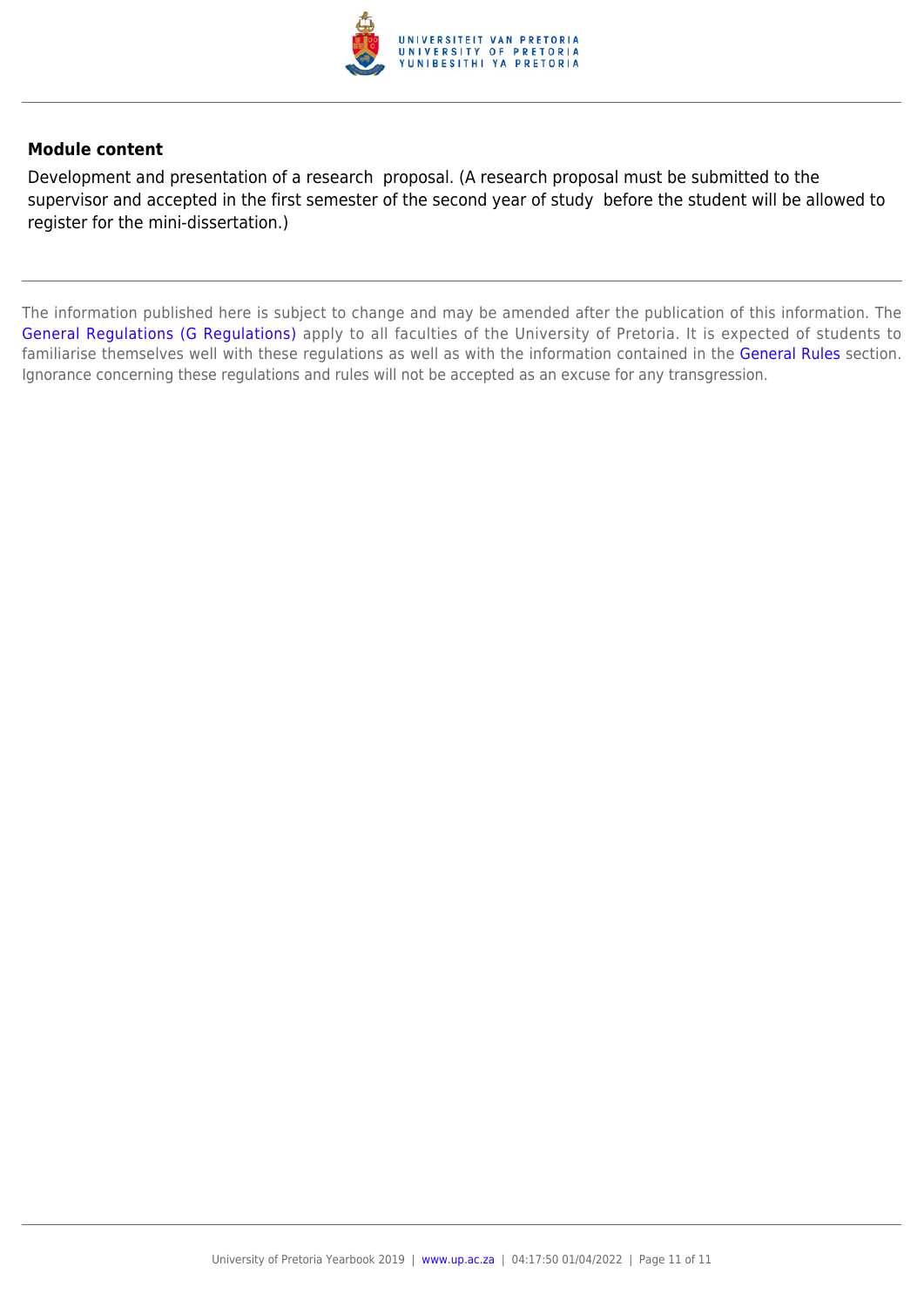**Module content**

Development and presentation of a research proposal. (A research proposal must be submitted to the supervisor and accepted in the first semester of the second year of study before the student will be allowed to register for the mini-dissertation.)

The information published here is subject to change and may be amended after the publication of this information. The General Regulations (G Regulations) apply to all faculties of the University of Pretoria. It is expected of students to familiarise themselves well with these regulations as well as with the information contained in the General Rules section. Ignorance concerning these regulations and rules will not be accepted as an excuse for any transgression.